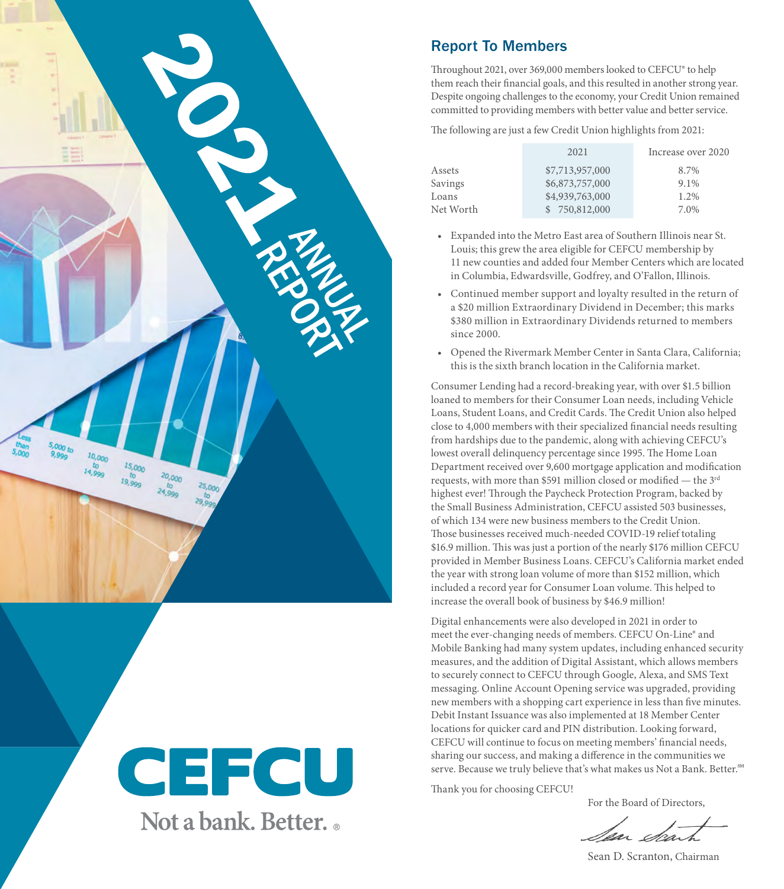# 2021 ANNUAL REPORT

## Report To Members

Throughout 2021, over 369,000 members looked to CEFCU® to help them reach their financial goals, and this resulted in another strong year. Despite ongoing challenges to the economy, your Credit Union remained committed to providing members with better value and better service.

The following are just a few Credit Union highlights from 2021:

| | 2021 | Increase over 2020 |
|---|---|---|
| Assets | $7,713,957,000 | 8.7% |
| Savings | $6,873,757,000 | 9.1% |
| Loans | $4,939,763,000 | 1.2% |
| Net Worth | $ 750,812,000 | 7.0% |

- Expanded into the Metro East area of Southern Illinois near St. Louis; this grew the area eligible for CEFCU membership by 11 new counties and added four Member Centers which are located in Columbia, Edwardsville, Godfrey, and O'Fallon, Illinois.
- Continued member support and loyalty resulted in the return of a $20 million Extraordinary Dividend in December; this marks $380 million in Extraordinary Dividends returned to members since 2000.
- Opened the Rivermark Member Center in Santa Clara, California; this is the sixth branch location in the California market.

Consumer Lending had a record-breaking year, with over $1.5 billion loaned to members for their Consumer Loan needs, including Vehicle Loans, Student Loans, and Credit Cards. The Credit Union also helped close to 4,000 members with their specialized financial needs resulting from hardships due to the pandemic, along with achieving CEFCU's lowest overall delinquency percentage since 1995. The Home Loan Department received over 9,600 mortgage application and modification requests, with more than $591 million closed or modified — the 3rd highest ever! Through the Paycheck Protection Program, backed by the Small Business Administration, CEFCU assisted 503 businesses, of which 134 were new business members to the Credit Union. Those businesses received much-needed COVID-19 relief totaling $16.9 million. This was just a portion of the nearly $176 million CEFCU provided in Member Business Loans. CEFCU's California market ended the year with strong loan volume of more than $152 million, which included a record year for Consumer Loan volume. This helped to increase the overall book of business by $46.9 million!

Digital enhancements were also developed in 2021 in order to meet the ever-changing needs of members. CEFCU On-Line® and Mobile Banking had many system updates, including enhanced security measures, and the addition of Digital Assistant, which allows members to securely connect to CEFCU through Google, Alexa, and SMS Text messaging. Online Account Opening service was upgraded, providing new members with a shopping cart experience in less than five minutes. Debit Instant Issuance was also implemented at 18 Member Center locations for quicker card and PIN distribution. Looking forward, CEFCU will continue to focus on meeting members' financial needs, sharing our success, and making a difference in the communities we serve. Because we truly believe that's what makes us Not a Bank. Better.℠

Thank you for choosing CEFCU!

For the Board of Directors,

Sean D. Scranton, Chairman

**CEFCU**

Not a bank. Better.®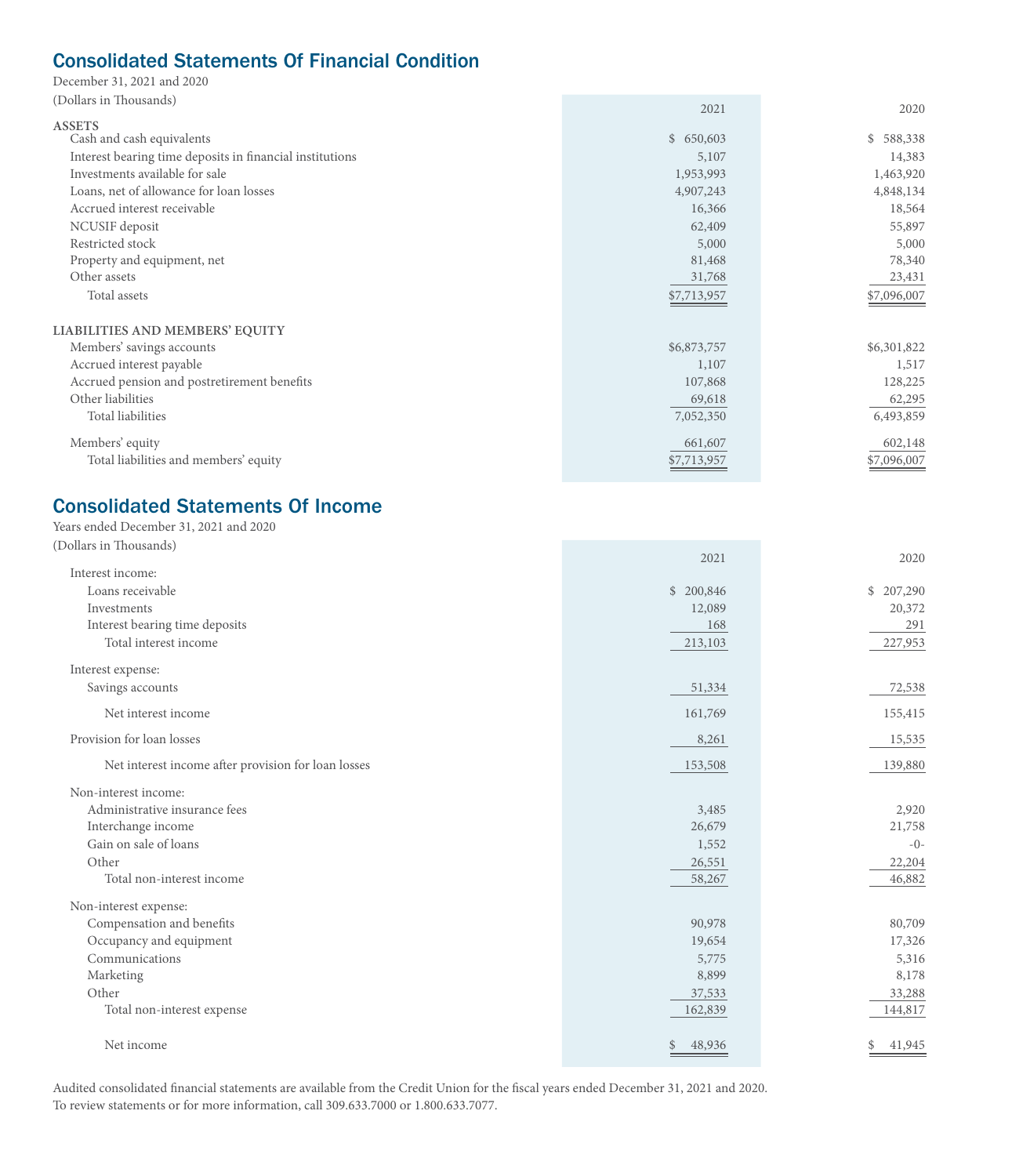## Consolidated Statements Of Financial Condition

December 31, 2021 and 2020

(Dollars in Thousands)

| | 2021 | 2020 |
|---|---|---|
| **ASSETS** | | |
| Cash and cash equivalents | $ 650,603 | $ 588,338 |
| Interest bearing time deposits in financial institutions | 5,107 | 14,383 |
| Investments available for sale | 1,953,993 | 1,463,920 |
| Loans, net of allowance for loan losses | 4,907,243 | 4,848,134 |
| Accrued interest receivable | 16,366 | 18,564 |
| NCUSIF deposit | 62,409 | 55,897 |
| Restricted stock | 5,000 | 5,000 |
| Property and equipment, net | 81,468 | 78,340 |
| Other assets | 31,768 | 23,431 |
| Total assets | $7,713,957 | $7,096,007 |
| **LIABILITIES AND MEMBERS' EQUITY** | | |
| Members' savings accounts | $6,873,757 | $6,301,822 |
| Accrued interest payable | 1,107 | 1,517 |
| Accrued pension and postretirement benefits | 107,868 | 128,225 |
| Other liabilities | 69,618 | 62,295 |
| Total liabilities | 7,052,350 | 6,493,859 |
| Members' equity | 661,607 | 602,148 |
| Total liabilities and members' equity | $7,713,957 | $7,096,007 |

## Consolidated Statements Of Income

Years ended December 31, 2021 and 2020

(Dollars in Thousands)

| | 2021 | 2020 |
|---|---|---|
| Interest income: | | |
| Loans receivable | $ 200,846 | $ 207,290 |
| Investments | 12,089 | 20,372 |
| Interest bearing time deposits | 168 | 291 |
| Total interest income | 213,103 | 227,953 |
| Interest expense: | | |
| Savings accounts | 51,334 | 72,538 |
| Net interest income | 161,769 | 155,415 |
| Provision for loan losses | 8,261 | 15,535 |
| Net interest income after provision for loan losses | 153,508 | 139,880 |
| Non-interest income: | | |
| Administrative insurance fees | 3,485 | 2,920 |
| Interchange income | 26,679 | 21,758 |
| Gain on sale of loans | 1,552 | -0- |
| Other | 26,551 | 22,204 |
| Total non-interest income | 58,267 | 46,882 |
| Non-interest expense: | | |
| Compensation and benefits | 90,978 | 80,709 |
| Occupancy and equipment | 19,654 | 17,326 |
| Communications | 5,775 | 5,316 |
| Marketing | 8,899 | 8,178 |
| Other | 37,533 | 33,288 |
| Total non-interest expense | 162,839 | 144,817 |
| Net income | $ 48,936 | $ 41,945 |

Audited consolidated financial statements are available from the Credit Union for the fiscal years ended December 31, 2021 and 2020.
To review statements or for more information, call 309.633.7000 or 1.800.633.7077.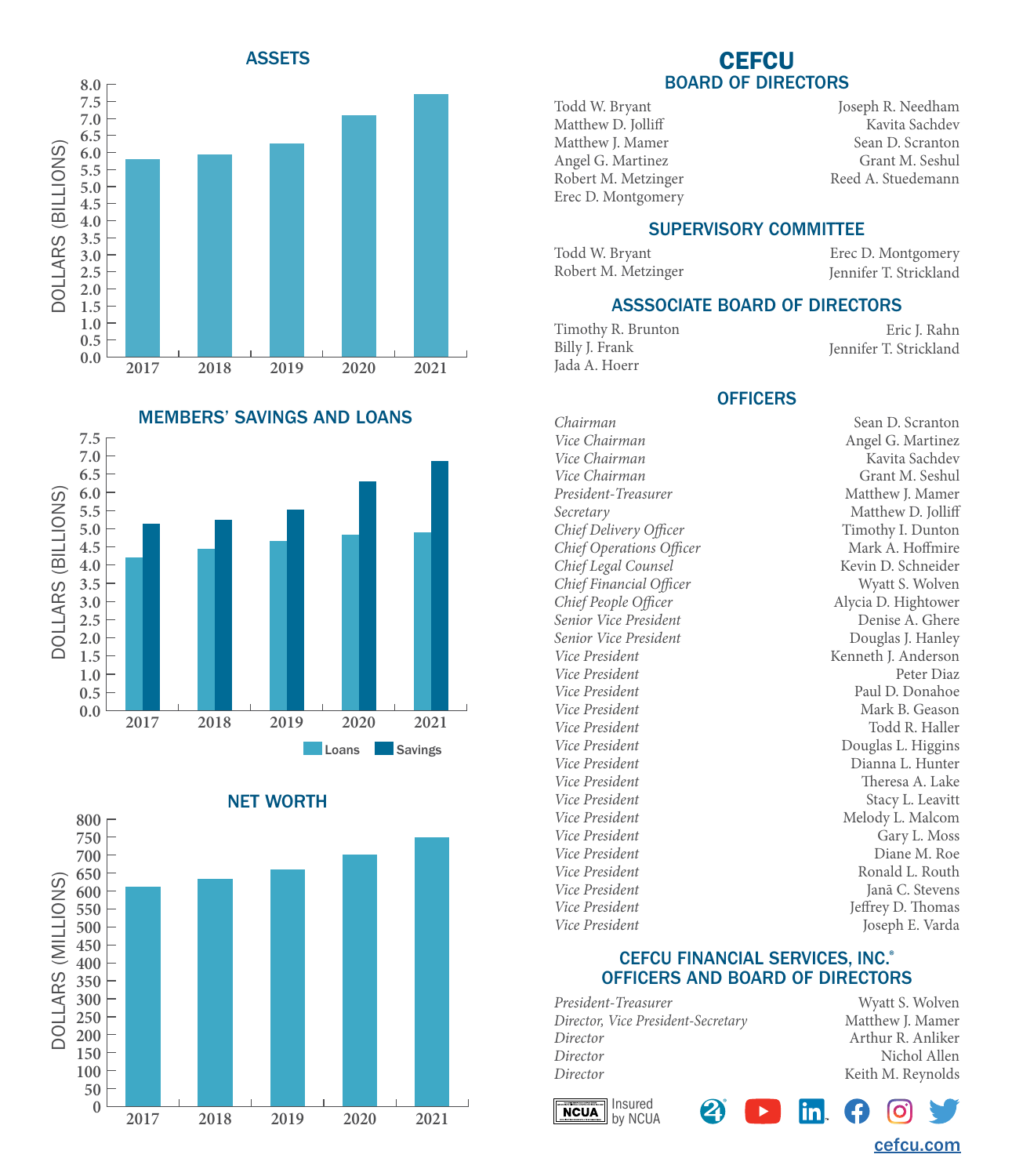## ASSETS

DOLLARS (BILLIONS)

8.0
7.5
7.0
6.5
6.0
5.5
5.0
4.5
4.0
3.5
3.0
2.5
2.0
1.5
1.0
0.5
0.0

2017 2018 2019 2020 2021

## MEMBERS' SAVINGS AND LOANS

DOLLARS (BILLIONS)

7.5
7.0
6.5
6.0
5.5
5.0
4.5
4.0
3.5
3.0
2.5
2.0
1.5
1.0
0.5
0.0

2017 2018 2019 2020 2021

Loans Savings

## NET WORTH

DOLLARS (MILLIONS)

800
750
700
650
600
550
500
450
400
350
300
250
200
150
100
50
0

2017 2018 2019 2020 2021

# CEFCU

## BOARD OF DIRECTORS

Todd W. Bryant
Matthew D. Jolliff
Matthew J. Mamer
Angel G. Martinez
Robert M. Metzinger
Erec D. Montgomery
Joseph R. Needham
Kavita Sachdev
Sean D. Scranton
Grant M. Seshul
Reed A. Stuedemann

## SUPERVISORY COMMITTEE

Todd W. Bryant
Robert M. Metzinger
Erec D. Montgomery
Jennifer T. Strickland

## ASSSOCIATE BOARD OF DIRECTORS

Timothy R. Brunton
Billy J. Frank
Jada A. Hoerr
Eric J. Rahn
Jennifer T. Strickland

## OFFICERS

| | |
|---|---|
| *Chairman* | Sean D. Scranton |
| *Vice Chairman* | Angel G. Martinez |
| *Vice Chairman* | Kavita Sachdev |
| *Vice Chairman* | Grant M. Seshul |
| *President-Treasurer* | Matthew J. Mamer |
| *Secretary* | Matthew D. Jolliff |
| *Chief Delivery Officer* | Timothy I. Dunton |
| *Chief Operations Officer* | Mark A. Hoffmire |
| *Chief Legal Counsel* | Kevin D. Schneider |
| *Chief Financial Officer* | Wyatt S. Wolven |
| *Chief People Officer* | Alycia D. Hightower |
| *Senior Vice President* | Denise A. Ghere |
| *Senior Vice President* | Douglas J. Hanley |
| *Vice President* | Kenneth J. Anderson |
| *Vice President* | Peter Diaz |
| *Vice President* | Paul D. Donahoe |
| *Vice President* | Mark B. Geason |
| *Vice President* | Todd R. Haller |
| *Vice President* | Douglas L. Higgins |
| *Vice President* | Dianna L. Hunter |
| *Vice President* | Theresa A. Lake |
| *Vice President* | Stacy L. Leavitt |
| *Vice President* | Melody L. Malcom |
| *Vice President* | Gary L. Moss |
| *Vice President* | Diane M. Roe |
| *Vice President* | Ronald L. Routh |
| *Vice President* | Janā C. Stevens |
| *Vice President* | Jeffrey D. Thomas |
| *Vice President* | Joseph E. Varda |

## CEFCU FINANCIAL SERVICES, INC.® OFFICERS AND BOARD OF DIRECTORS

| | |
|---|---|
| *President-Treasurer* | Wyatt S. Wolven |
| *Director, Vice President-Secretary* | Matthew J. Mamer |
| *Director* | Arthur R. Anliker |
| *Director* | Nichol Allen |
| *Director* | Keith M. Reynolds |

NCUA Insured by NCUA

cefcu.com